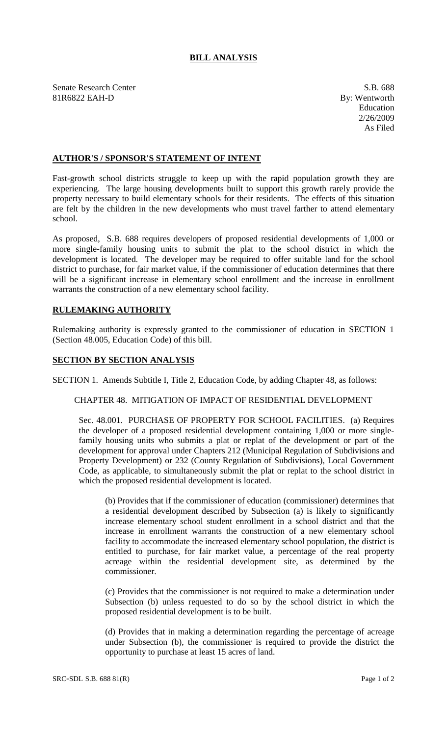# BILL ANALYSIS

Senate Research Center
81R6822 EAH-D

S.B. 688
By: Wentworth
Education
2/26/2009
As Filed

## AUTHOR'S / SPONSOR'S STATEMENT OF INTENT

Fast-growth school districts struggle to keep up with the rapid population growth they are experiencing. The large housing developments built to support this growth rarely provide the property necessary to build elementary schools for their residents. The effects of this situation are felt by the children in the new developments who must travel farther to attend elementary school.

As proposed, S.B. 688 requires developers of proposed residential developments of 1,000 or more single-family housing units to submit the plat to the school district in which the development is located. The developer may be required to offer suitable land for the school district to purchase, for fair market value, if the commissioner of education determines that there will be a significant increase in elementary school enrollment and the increase in enrollment warrants the construction of a new elementary school facility.

## RULEMAKING AUTHORITY

Rulemaking authority is expressly granted to the commissioner of education in SECTION 1 (Section 48.005, Education Code) of this bill.

## SECTION BY SECTION ANALYSIS

SECTION 1. Amends Subtitle I, Title 2, Education Code, by adding Chapter 48, as follows:

CHAPTER 48. MITIGATION OF IMPACT OF RESIDENTIAL DEVELOPMENT

Sec. 48.001. PURCHASE OF PROPERTY FOR SCHOOL FACILITIES. (a) Requires the developer of a proposed residential development containing 1,000 or more single-family housing units who submits a plat or replat of the development or part of the development for approval under Chapters 212 (Municipal Regulation of Subdivisions and Property Development) or 232 (County Regulation of Subdivisions), Local Government Code, as applicable, to simultaneously submit the plat or replat to the school district in which the proposed residential development is located.

(b) Provides that if the commissioner of education (commissioner) determines that a residential development described by Subsection (a) is likely to significantly increase elementary school student enrollment in a school district and that the increase in enrollment warrants the construction of a new elementary school facility to accommodate the increased elementary school population, the district is entitled to purchase, for fair market value, a percentage of the real property acreage within the residential development site, as determined by the commissioner.

(c) Provides that the commissioner is not required to make a determination under Subsection (b) unless requested to do so by the school district in which the proposed residential development is to be built.

(d) Provides that in making a determination regarding the percentage of acreage under Subsection (b), the commissioner is required to provide the district the opportunity to purchase at least 15 acres of land.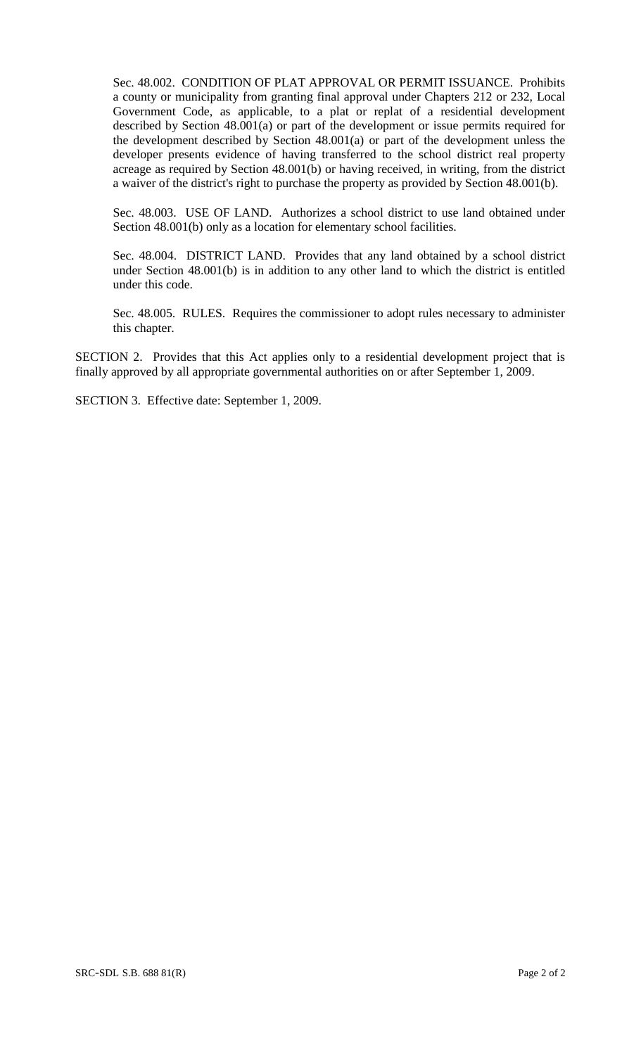Sec. 48.002. CONDITION OF PLAT APPROVAL OR PERMIT ISSUANCE. Prohibits a county or municipality from granting final approval under Chapters 212 or 232, Local Government Code, as applicable, to a plat or replat of a residential development described by Section 48.001(a) or part of the development or issue permits required for the development described by Section 48.001(a) or part of the development unless the developer presents evidence of having transferred to the school district real property acreage as required by Section 48.001(b) or having received, in writing, from the district a waiver of the district's right to purchase the property as provided by Section 48.001(b).

Sec. 48.003. USE OF LAND. Authorizes a school district to use land obtained under Section 48.001(b) only as a location for elementary school facilities.

Sec. 48.004. DISTRICT LAND. Provides that any land obtained by a school district under Section 48.001(b) is in addition to any other land to which the district is entitled under this code.

Sec. 48.005. RULES. Requires the commissioner to adopt rules necessary to administer this chapter.

SECTION 2. Provides that this Act applies only to a residential development project that is finally approved by all appropriate governmental authorities on or after September 1, 2009.

SECTION 3. Effective date: September 1, 2009.